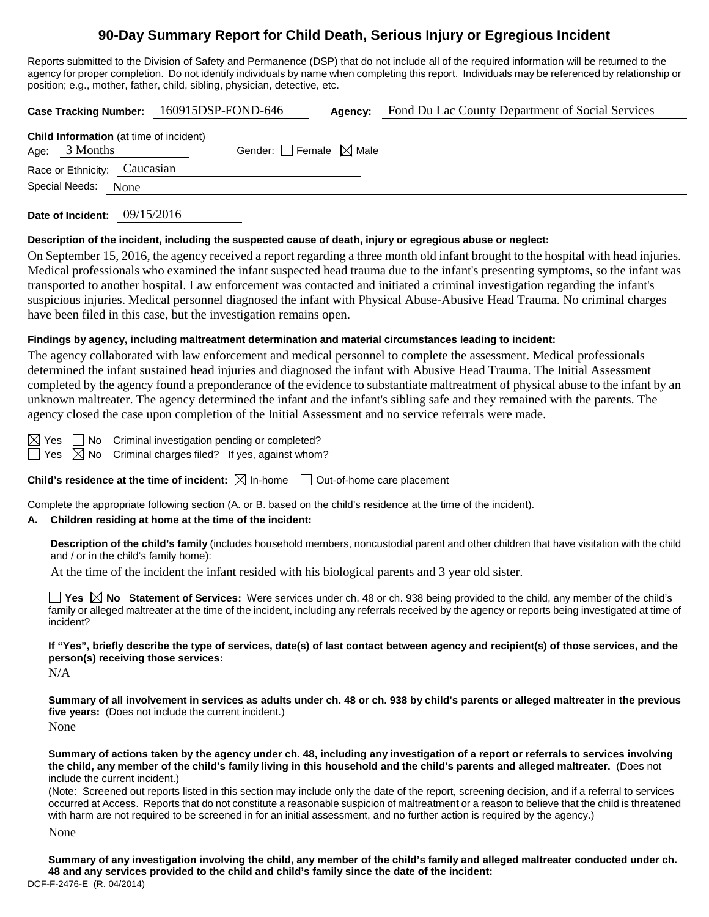# 90-Day Summary Report for Child Death, Serious Injury or Egregious Incident

Reports submitted to the Division of Safety and Permanence (DSP) that do not include all of the required information will be returned to the agency for proper completion. Do not identify individuals by name when completing this report. Individuals may be referenced by relationship or position; e.g., mother, father, child, sibling, physician, detective, etc.

**Case Tracking Number:** 160915DSP-FOND-646 **Agency:** Fond Du Lac County Department of Social Services

**Child Information** (at time of incident)
Age: 3 Months Gender: ☐ Female ☒ Male
Race or Ethnicity: Caucasian
Special Needs: None

**Date of Incident:** 09/15/2016

**Description of the incident, including the suspected cause of death, injury or egregious abuse or neglect:**

On September 15, 2016, the agency received a report regarding a three month old infant brought to the hospital with head injuries. Medical professionals who examined the infant suspected head trauma due to the infant's presenting symptoms, so the infant was transported to another hospital. Law enforcement was contacted and initiated a criminal investigation regarding the infant's suspicious injuries. Medical personnel diagnosed the infant with Physical Abuse-Abusive Head Trauma. No criminal charges have been filed in this case, but the investigation remains open.

**Findings by agency, including maltreatment determination and material circumstances leading to incident:**

The agency collaborated with law enforcement and medical personnel to complete the assessment. Medical professionals determined the infant sustained head injuries and diagnosed the infant with Abusive Head Trauma. The Initial Assessment completed by the agency found a preponderance of the evidence to substantiate maltreatment of physical abuse to the infant by an unknown maltreater. The agency determined the infant and the infant's sibling safe and they remained with the parents. The agency closed the case upon completion of the Initial Assessment and no service referrals were made.

☒ Yes ☐ No Criminal investigation pending or completed?
☐ Yes ☒ No Criminal charges filed? If yes, against whom?

**Child's residence at the time of incident:** ☒ In-home ☐ Out-of-home care placement

Complete the appropriate following section (A. or B. based on the child's residence at the time of the incident).

**A. Children residing at home at the time of the incident:**

**Description of the child's family** (includes household members, noncustodial parent and other children that have visitation with the child and / or in the child's family home):

At the time of the incident the infant resided with his biological parents and 3 year old sister.

☐ **Yes** ☒ **No Statement of Services:** Were services under ch. 48 or ch. 938 being provided to the child, any member of the child's family or alleged maltreater at the time of the incident, including any referrals received by the agency or reports being investigated at time of incident?

**If "Yes", briefly describe the type of services, date(s) of last contact between agency and recipient(s) of those services, and the person(s) receiving those services:**

N/A

**Summary of all involvement in services as adults under ch. 48 or ch. 938 by child's parents or alleged maltreater in the previous five years:** (Does not include the current incident.)

None

**Summary of actions taken by the agency under ch. 48, including any investigation of a report or referrals to services involving the child, any member of the child's family living in this household and the child's parents and alleged maltreater.** (Does not include the current incident.)

(Note: Screened out reports listed in this section may include only the date of the report, screening decision, and if a referral to services occurred at Access. Reports that do not constitute a reasonable suspicion of maltreatment or a reason to believe that the child is threatened with harm are not required to be screened in for an initial assessment, and no further action is required by the agency.)

None

**Summary of any investigation involving the child, any member of the child's family and alleged maltreater conducted under ch. 48 and any services provided to the child and child's family since the date of the incident:**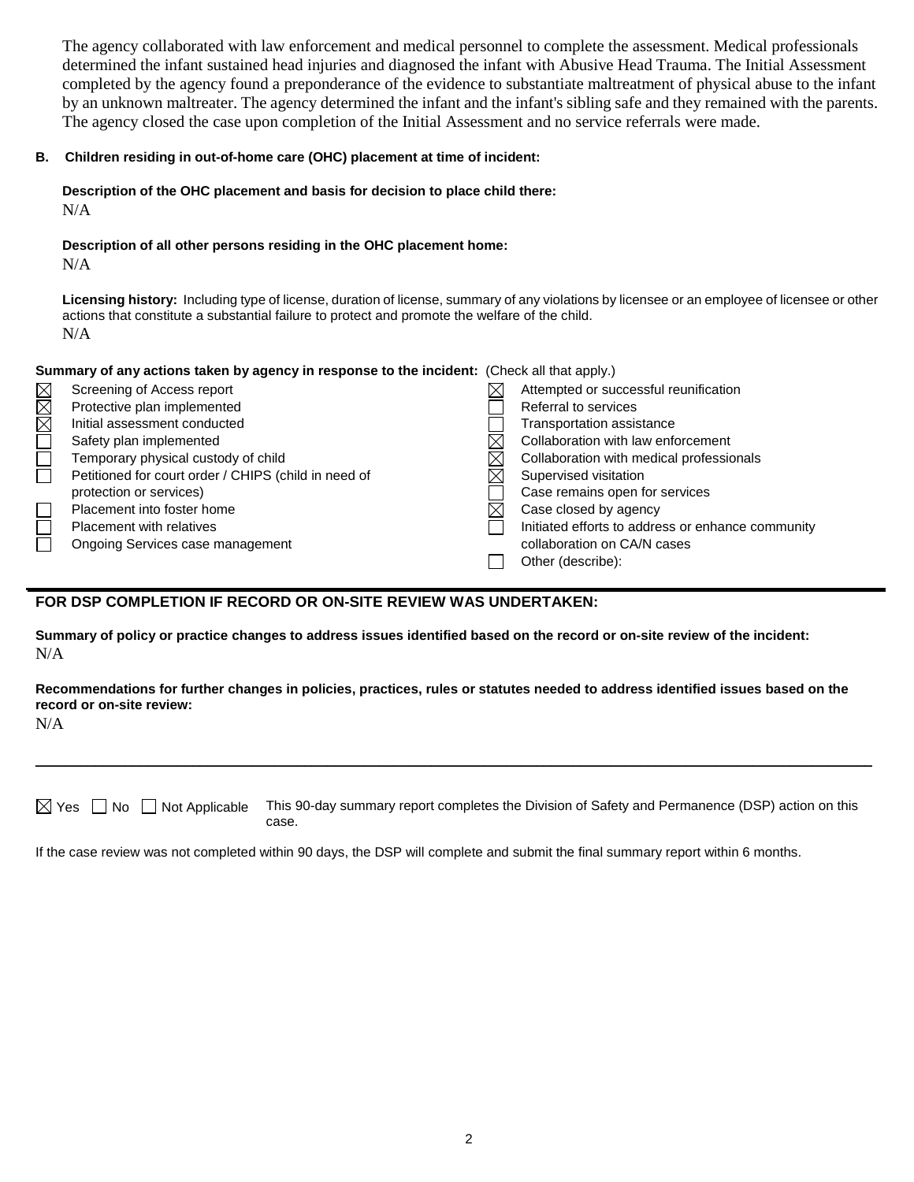The agency collaborated with law enforcement and medical personnel to complete the assessment. Medical professionals determined the infant sustained head injuries and diagnosed the infant with Abusive Head Trauma. The Initial Assessment completed by the agency found a preponderance of the evidence to substantiate maltreatment of physical abuse to the infant by an unknown maltreater. The agency determined the infant and the infant's sibling safe and they remained with the parents. The agency closed the case upon completion of the Initial Assessment and no service referrals were made.

**B. Children residing in out-of-home care (OHC) placement at time of incident:**

**Description of the OHC placement and basis for decision to place child there:**
N/A

**Description of all other persons residing in the OHC placement home:**
N/A

**Licensing history:** Including type of license, duration of license, summary of any violations by licensee or an employee of licensee or other actions that constitute a substantial failure to protect and promote the welfare of the child.
N/A

**Summary of any actions taken by agency in response to the incident:** (Check all that apply.)

- ☒ Screening of Access report
- ☒ Protective plan implemented
- ☒ Initial assessment conducted
- ☐ Safety plan implemented
- ☐ Temporary physical custody of child
- ☐ Petitioned for court order / CHIPS (child in need of protection or services)
- ☐ Placement into foster home
- ☐ Placement with relatives
- ☐ Ongoing Services case management
- ☒ Attempted or successful reunification
- ☐ Referral to services
- ☐ Transportation assistance
- ☒ Collaboration with law enforcement
- ☒ Collaboration with medical professionals
- ☒ Supervised visitation
- ☐ Case remains open for services
- ☒ Case closed by agency
- ☐ Initiated efforts to address or enhance community collaboration on CA/N cases
- ☐ Other (describe):

## FOR DSP COMPLETION IF RECORD OR ON-SITE REVIEW WAS UNDERTAKEN:

**Summary of policy or practice changes to address issues identified based on the record or on-site review of the incident:**
N/A

**Recommendations for further changes in policies, practices, rules or statutes needed to address identified issues based on the record or on-site review:**
N/A

---

☒ Yes ☐ No ☐ Not Applicable This 90-day summary report completes the Division of Safety and Permanence (DSP) action on this case.

If the case review was not completed within 90 days, the DSP will complete and submit the final summary report within 6 months.